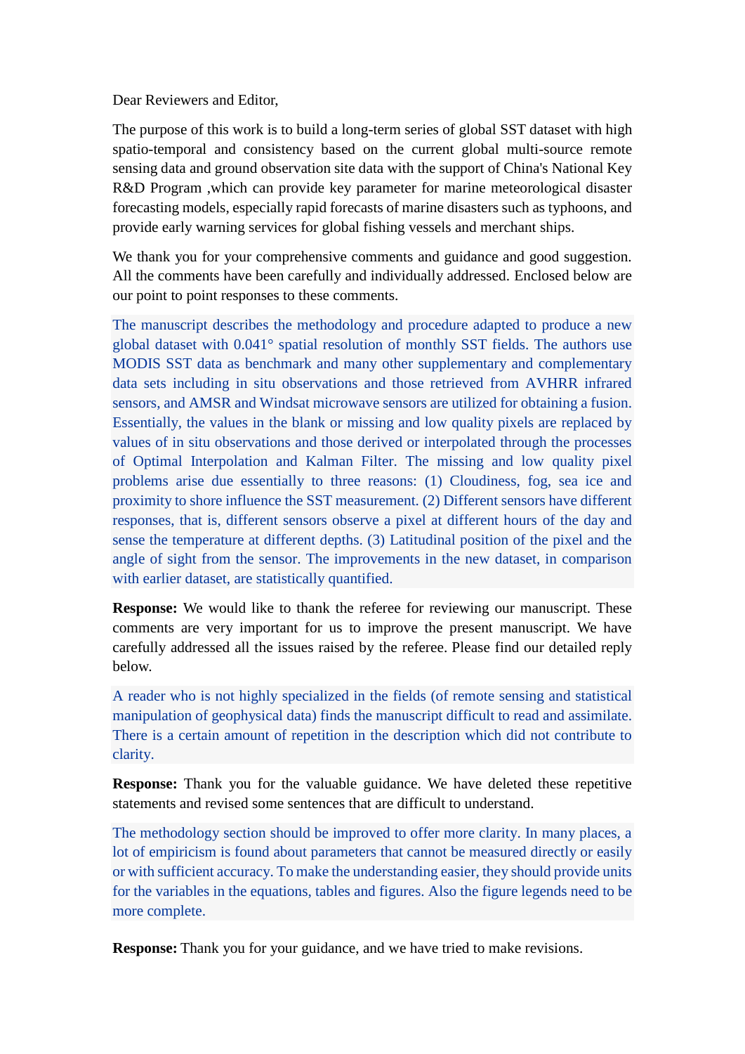Dear Reviewers and Editor,

The purpose of this work is to build a long-term series of global SST dataset with high spatio-temporal and consistency based on the current global multi-source remote sensing data and ground observation site data with the support of China's National Key R&D Program ,which can provide key parameter for marine meteorological disaster forecasting models, especially rapid forecasts of marine disasters such as typhoons, and provide early warning services for global fishing vessels and merchant ships.

We thank you for your comprehensive comments and guidance and good suggestion. All the comments have been carefully and individually addressed. Enclosed below are our point to point responses to these comments.

The manuscript describes the methodology and procedure adapted to produce a new global dataset with 0.041° spatial resolution of monthly SST fields. The authors use MODIS SST data as benchmark and many other supplementary and complementary data sets including in situ observations and those retrieved from AVHRR infrared sensors, and AMSR and Windsat microwave sensors are utilized for obtaining a fusion. Essentially, the values in the blank or missing and low quality pixels are replaced by values of in situ observations and those derived or interpolated through the processes of Optimal Interpolation and Kalman Filter. The missing and low quality pixel problems arise due essentially to three reasons: (1) Cloudiness, fog, sea ice and proximity to shore influence the SST measurement. (2) Different sensors have different responses, that is, different sensors observe a pixel at different hours of the day and sense the temperature at different depths. (3) Latitudinal position of the pixel and the angle of sight from the sensor. The improvements in the new dataset, in comparison with earlier dataset, are statistically quantified.

**Response:** We would like to thank the referee for reviewing our manuscript. These comments are very important for us to improve the present manuscript. We have carefully addressed all the issues raised by the referee. Please find our detailed reply below.

A reader who is not highly specialized in the fields (of remote sensing and statistical manipulation of geophysical data) finds the manuscript difficult to read and assimilate. There is a certain amount of repetition in the description which did not contribute to clarity.

**Response:** Thank you for the valuable guidance. We have deleted these repetitive statements and revised some sentences that are difficult to understand.

The methodology section should be improved to offer more clarity. In many places, a lot of empiricism is found about parameters that cannot be measured directly or easily or with sufficient accuracy. To make the understanding easier, they should provide units for the variables in the equations, tables and figures. Also the figure legends need to be more complete.

**Response:** Thank you for your guidance, and we have tried to make revisions.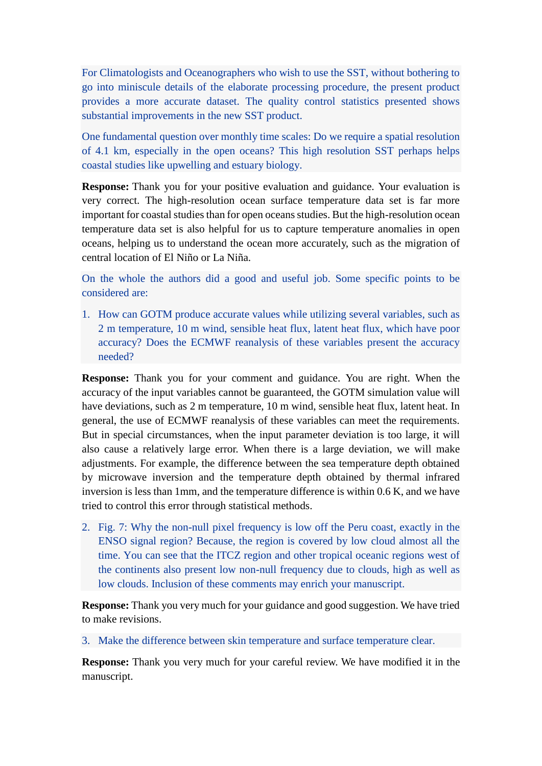For Climatologists and Oceanographers who wish to use the SST, without bothering to go into miniscule details of the elaborate processing procedure, the present product provides a more accurate dataset. The quality control statistics presented shows substantial improvements in the new SST product.

One fundamental question over monthly time scales: Do we require a spatial resolution of 4.1 km, especially in the open oceans? This high resolution SST perhaps helps coastal studies like upwelling and estuary biology.

**Response:** Thank you for your positive evaluation and guidance. Your evaluation is very correct. The high-resolution ocean surface temperature data set is far more important for coastal studies than for open oceans studies. But the high-resolution ocean temperature data set is also helpful for us to capture temperature anomalies in open oceans, helping us to understand the ocean more accurately, such as the migration of central location of El Niño or La Niña.

On the whole the authors did a good and useful job. Some specific points to be considered are:

1. How can GOTM produce accurate values while utilizing several variables, such as 2 m temperature, 10 m wind, sensible heat flux, latent heat flux, which have poor accuracy? Does the ECMWF reanalysis of these variables present the accuracy needed?

**Response:** Thank you for your comment and guidance. You are right. When the accuracy of the input variables cannot be guaranteed, the GOTM simulation value will have deviations, such as 2 m temperature, 10 m wind, sensible heat flux, latent heat. In general, the use of ECMWF reanalysis of these variables can meet the requirements. But in special circumstances, when the input parameter deviation is too large, it will also cause a relatively large error. When there is a large deviation, we will make adjustments. For example, the difference between the sea temperature depth obtained by microwave inversion and the temperature depth obtained by thermal infrared inversion is less than 1mm, and the temperature difference is within 0.6 K, and we have tried to control this error through statistical methods.

2. Fig. 7: Why the non-null pixel frequency is low off the Peru coast, exactly in the ENSO signal region? Because, the region is covered by low cloud almost all the time. You can see that the ITCZ region and other tropical oceanic regions west of the continents also present low non-null frequency due to clouds, high as well as low clouds. Inclusion of these comments may enrich your manuscript.

**Response:** Thank you very much for your guidance and good suggestion. We have tried to make revisions.

3. Make the difference between skin temperature and surface temperature clear.

**Response:** Thank you very much for your careful review. We have modified it in the manuscript.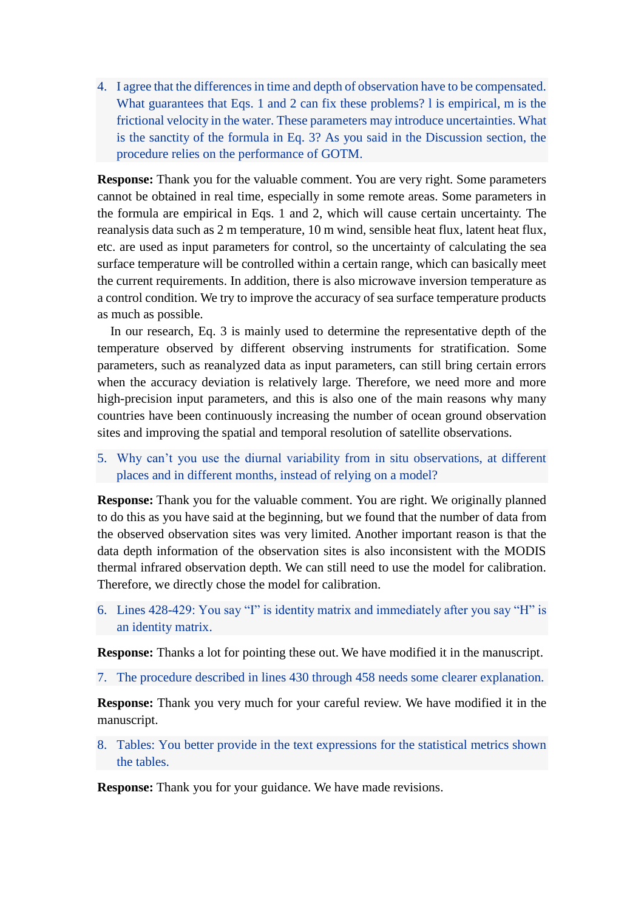4. I agree that the differences in time and depth of observation have to be compensated. What guarantees that Eqs. 1 and 2 can fix these problems? l is empirical, m is the frictional velocity in the water. These parameters may introduce uncertainties. What is the sanctity of the formula in Eq. 3? As you said in the Discussion section, the procedure relies on the performance of GOTM.

**Response:** Thank you for the valuable comment. You are very right. Some parameters cannot be obtained in real time, especially in some remote areas. Some parameters in the formula are empirical in Eqs. 1 and 2, which will cause certain uncertainty. The reanalysis data such as 2 m temperature, 10 m wind, sensible heat flux, latent heat flux, etc. are used as input parameters for control, so the uncertainty of calculating the sea surface temperature will be controlled within a certain range, which can basically meet the current requirements. In addition, there is also microwave inversion temperature as a control condition. We try to improve the accuracy of sea surface temperature products as much as possible.

In our research, Eq. 3 is mainly used to determine the representative depth of the temperature observed by different observing instruments for stratification. Some parameters, such as reanalyzed data as input parameters, can still bring certain errors when the accuracy deviation is relatively large. Therefore, we need more and more high-precision input parameters, and this is also one of the main reasons why many countries have been continuously increasing the number of ocean ground observation sites and improving the spatial and temporal resolution of satellite observations.

5. Why can't you use the diurnal variability from in situ observations, at different places and in different months, instead of relying on a model?

**Response:** Thank you for the valuable comment. You are right. We originally planned to do this as you have said at the beginning, but we found that the number of data from the observed observation sites was very limited. Another important reason is that the data depth information of the observation sites is also inconsistent with the MODIS thermal infrared observation depth. We can still need to use the model for calibration. Therefore, we directly chose the model for calibration.

6. Lines 428-429: You say "I" is identity matrix and immediately after you say "H" is an identity matrix.

**Response:** Thanks a lot for pointing these out. We have modified it in the manuscript.

7. The procedure described in lines 430 through 458 needs some clearer explanation.

**Response:** Thank you very much for your careful review. We have modified it in the manuscript.

8. Tables: You better provide in the text expressions for the statistical metrics shown the tables.

**Response:** Thank you for your guidance. We have made revisions.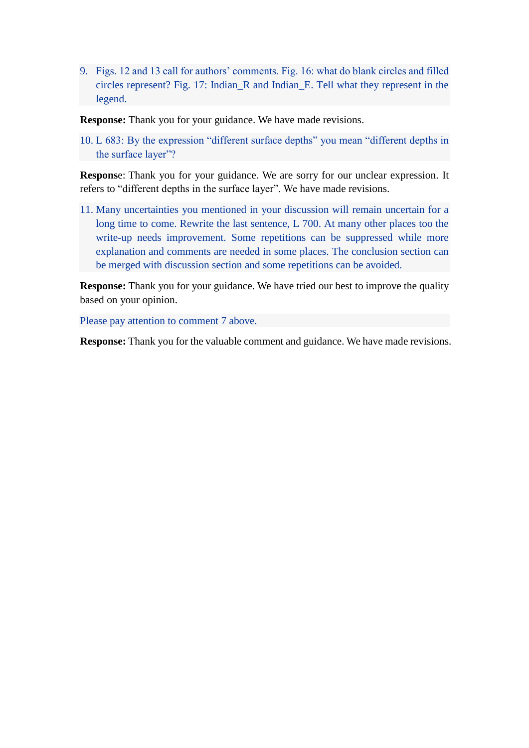9. Figs. 12 and 13 call for authors' comments. Fig. 16: what do blank circles and filled circles represent? Fig. 17: Indian_R and Indian_E. Tell what they represent in the legend.

**Response:** Thank you for your guidance. We have made revisions.

10. L 683: By the expression "different surface depths" you mean "different depths in the surface layer"?

**Response**: Thank you for your guidance. We are sorry for our unclear expression. It refers to "different depths in the surface layer". We have made revisions.

11. Many uncertainties you mentioned in your discussion will remain uncertain for a long time to come. Rewrite the last sentence, L 700. At many other places too the write-up needs improvement. Some repetitions can be suppressed while more explanation and comments are needed in some places. The conclusion section can be merged with discussion section and some repetitions can be avoided.

**Response:** Thank you for your guidance. We have tried our best to improve the quality based on your opinion.

Please pay attention to comment 7 above.

**Response:** Thank you for the valuable comment and guidance. We have made revisions.